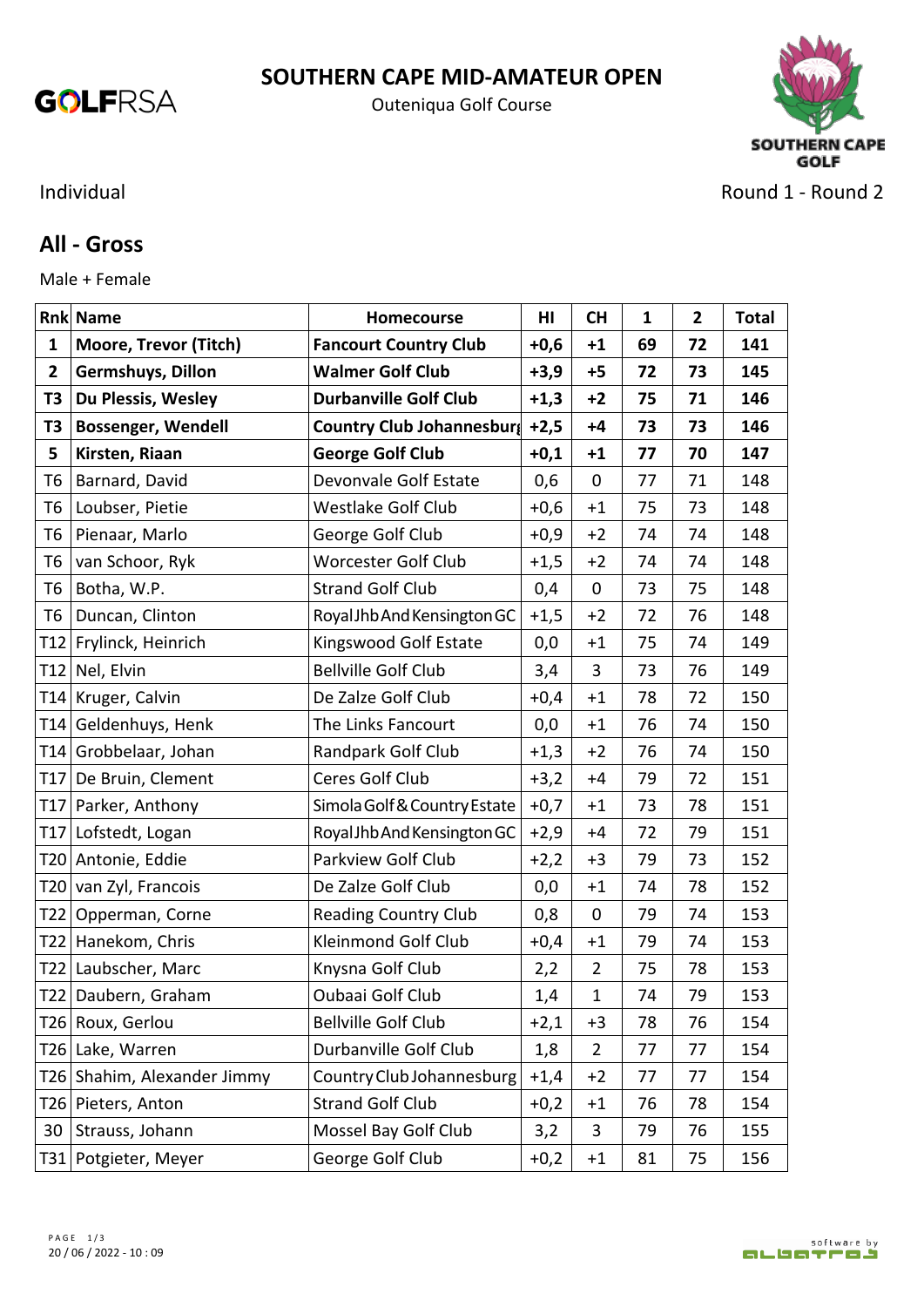# SOUTHERN CAPE MID-AMATEUR OPEN

Outeniqua Golf Course

Individual

Round 1 - Round 2

## All - Gross

Male + Female

| Rnk | Name | Homecourse | HI | CH | 1 | 2 | Total |
|---|---|---|---|---|---|---|---|
| **1** | **Moore, Trevor (Titch)** | **Fancourt Country Club** | **+0,6** | **+1** | **69** | **72** | **141** |
| **2** | **Germshuys, Dillon** | **Walmer Golf Club** | **+3,9** | **+5** | **72** | **73** | **145** |
| **T3** | **Du Plessis, Wesley** | **Durbanville Golf Club** | **+1,3** | **+2** | **75** | **71** | **146** |
| **T3** | **Bossenger, Wendell** | **Country Club Johannesburg** | **+2,5** | **+4** | **73** | **73** | **146** |
| **5** | **Kirsten, Riaan** | **George Golf Club** | **+0,1** | **+1** | **77** | **70** | **147** |
| T6 | Barnard, David | Devonvale Golf Estate | 0,6 | 0 | 77 | 71 | 148 |
| T6 | Loubser, Pietie | Westlake Golf Club | +0,6 | +1 | 75 | 73 | 148 |
| T6 | Pienaar, Marlo | George Golf Club | +0,9 | +2 | 74 | 74 | 148 |
| T6 | van Schoor, Ryk | Worcester Golf Club | +1,5 | +2 | 74 | 74 | 148 |
| T6 | Botha, W.P. | Strand Golf Club | 0,4 | 0 | 73 | 75 | 148 |
| T6 | Duncan, Clinton | Royal Jhb And Kensington GC | +1,5 | +2 | 72 | 76 | 148 |
| T12 | Frylinck, Heinrich | Kingswood Golf Estate | 0,0 | +1 | 75 | 74 | 149 |
| T12 | Nel, Elvin | Bellville Golf Club | 3,4 | 3 | 73 | 76 | 149 |
| T14 | Kruger, Calvin | De Zalze Golf Club | +0,4 | +1 | 78 | 72 | 150 |
| T14 | Geldenhuys, Henk | The Links Fancourt | 0,0 | +1 | 76 | 74 | 150 |
| T14 | Grobbelaar, Johan | Randpark Golf Club | +1,3 | +2 | 76 | 74 | 150 |
| T17 | De Bruin, Clement | Ceres Golf Club | +3,2 | +4 | 79 | 72 | 151 |
| T17 | Parker, Anthony | Simola Golf & Country Estate | +0,7 | +1 | 73 | 78 | 151 |
| T17 | Lofstedt, Logan | Royal Jhb And Kensington GC | +2,9 | +4 | 72 | 79 | 151 |
| T20 | Antonie, Eddie | Parkview Golf Club | +2,2 | +3 | 79 | 73 | 152 |
| T20 | van Zyl, Francois | De Zalze Golf Club | 0,0 | +1 | 74 | 78 | 152 |
| T22 | Opperman, Corne | Reading Country Club | 0,8 | 0 | 79 | 74 | 153 |
| T22 | Hanekom, Chris | Kleinmond Golf Club | +0,4 | +1 | 79 | 74 | 153 |
| T22 | Laubscher, Marc | Knysna Golf Club | 2,2 | 2 | 75 | 78 | 153 |
| T22 | Daubern, Graham | Oubaai Golf Club | 1,4 | 1 | 74 | 79 | 153 |
| T26 | Roux, Gerlou | Bellville Golf Club | +2,1 | +3 | 78 | 76 | 154 |
| T26 | Lake, Warren | Durbanville Golf Club | 1,8 | 2 | 77 | 77 | 154 |
| T26 | Shahim, Alexander Jimmy | Country Club Johannesburg | +1,4 | +2 | 77 | 77 | 154 |
| T26 | Pieters, Anton | Strand Golf Club | +0,2 | +1 | 76 | 78 | 154 |
| 30 | Strauss, Johann | Mossel Bay Golf Club | 3,2 | 3 | 79 | 76 | 155 |
| T31 | Potgieter, Meyer | George Golf Club | +0,2 | +1 | 81 | 75 | 156 |

20 / 06 / 2022 - 10 : 09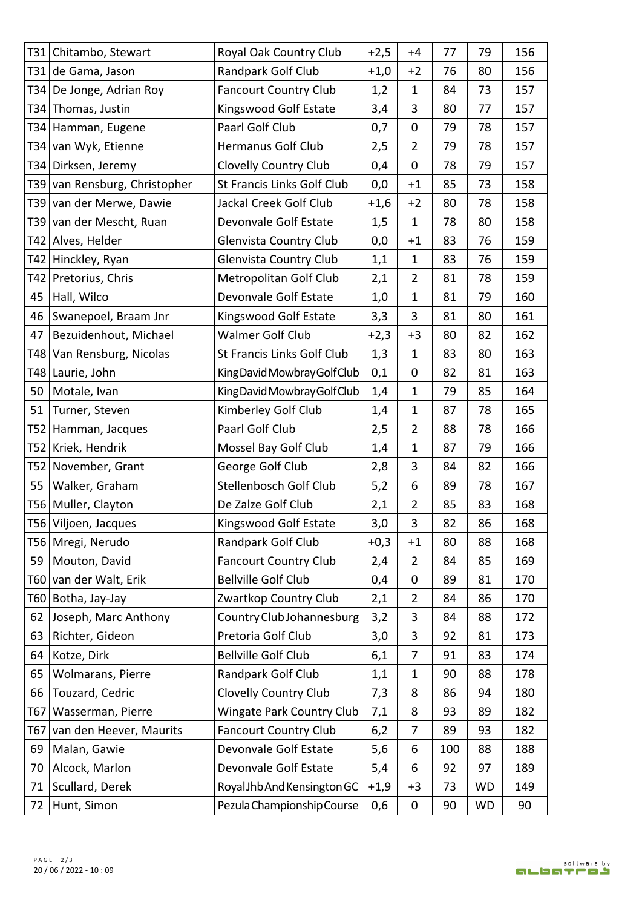| T31 | Chitambo, Stewart | Royal Oak Country Club | +2,5 | +4 | 77 | 79 | 156 |
|---|---|---|---|---|---|---|---|
| T31 | de Gama, Jason | Randpark Golf Club | +1,0 | +2 | 76 | 80 | 156 |
| T34 | De Jonge, Adrian Roy | Fancourt Country Club | 1,2 | 1 | 84 | 73 | 157 |
| T34 | Thomas, Justin | Kingswood Golf Estate | 3,4 | 3 | 80 | 77 | 157 |
| T34 | Hamman, Eugene | Paarl Golf Club | 0,7 | 0 | 79 | 78 | 157 |
| T34 | van Wyk, Etienne | Hermanus Golf Club | 2,5 | 2 | 79 | 78 | 157 |
| T34 | Dirksen, Jeremy | Clovelly Country Club | 0,4 | 0 | 78 | 79 | 157 |
| T39 | van Rensburg, Christopher | St Francis Links Golf Club | 0,0 | +1 | 85 | 73 | 158 |
| T39 | van der Merwe, Dawie | Jackal Creek Golf Club | +1,6 | +2 | 80 | 78 | 158 |
| T39 | van der Mescht, Ruan | Devonvale Golf Estate | 1,5 | 1 | 78 | 80 | 158 |
| T42 | Alves, Helder | Glenvista Country Club | 0,0 | +1 | 83 | 76 | 159 |
| T42 | Hinckley, Ryan | Glenvista Country Club | 1,1 | 1 | 83 | 76 | 159 |
| T42 | Pretorius, Chris | Metropolitan Golf Club | 2,1 | 2 | 81 | 78 | 159 |
| 45 | Hall, Wilco | Devonvale Golf Estate | 1,0 | 1 | 81 | 79 | 160 |
| 46 | Swanepoel, Braam Jnr | Kingswood Golf Estate | 3,3 | 3 | 81 | 80 | 161 |
| 47 | Bezuidenhout, Michael | Walmer Golf Club | +2,3 | +3 | 80 | 82 | 162 |
| T48 | Van Rensburg, Nicolas | St Francis Links Golf Club | 1,3 | 1 | 83 | 80 | 163 |
| T48 | Laurie, John | King David Mowbray Golf Club | 0,1 | 0 | 82 | 81 | 163 |
| 50 | Motale, Ivan | King David Mowbray Golf Club | 1,4 | 1 | 79 | 85 | 164 |
| 51 | Turner, Steven | Kimberley Golf Club | 1,4 | 1 | 87 | 78 | 165 |
| T52 | Hamman, Jacques | Paarl Golf Club | 2,5 | 2 | 88 | 78 | 166 |
| T52 | Kriek, Hendrik | Mossel Bay Golf Club | 1,4 | 1 | 87 | 79 | 166 |
| T52 | November, Grant | George Golf Club | 2,8 | 3 | 84 | 82 | 166 |
| 55 | Walker, Graham | Stellenbosch Golf Club | 5,2 | 6 | 89 | 78 | 167 |
| T56 | Muller, Clayton | De Zalze Golf Club | 2,1 | 2 | 85 | 83 | 168 |
| T56 | Viljoen, Jacques | Kingswood Golf Estate | 3,0 | 3 | 82 | 86 | 168 |
| T56 | Mregi, Nerudo | Randpark Golf Club | +0,3 | +1 | 80 | 88 | 168 |
| 59 | Mouton, David | Fancourt Country Club | 2,4 | 2 | 84 | 85 | 169 |
| T60 | van der Walt, Erik | Bellville Golf Club | 0,4 | 0 | 89 | 81 | 170 |
| T60 | Botha, Jay-Jay | Zwartkop Country Club | 2,1 | 2 | 84 | 86 | 170 |
| 62 | Joseph, Marc Anthony | Country Club Johannesburg | 3,2 | 3 | 84 | 88 | 172 |
| 63 | Richter, Gideon | Pretoria Golf Club | 3,0 | 3 | 92 | 81 | 173 |
| 64 | Kotze, Dirk | Bellville Golf Club | 6,1 | 7 | 91 | 83 | 174 |
| 65 | Wolmarans, Pierre | Randpark Golf Club | 1,1 | 1 | 90 | 88 | 178 |
| 66 | Touzard, Cedric | Clovelly Country Club | 7,3 | 8 | 86 | 94 | 180 |
| T67 | Wasserman, Pierre | Wingate Park Country Club | 7,1 | 8 | 93 | 89 | 182 |
| T67 | van den Heever, Maurits | Fancourt Country Club | 6,2 | 7 | 89 | 93 | 182 |
| 69 | Malan, Gawie | Devonvale Golf Estate | 5,6 | 6 | 100 | 88 | 188 |
| 70 | Alcock, Marlon | Devonvale Golf Estate | 5,4 | 6 | 92 | 97 | 189 |
| 71 | Scullard, Derek | Royal Jhb And Kensington GC | +1,9 | +3 | 73 | WD | 149 |
| 72 | Hunt, Simon | Pezula Championship Course | 0,6 | 0 | 90 | WD | 90 |